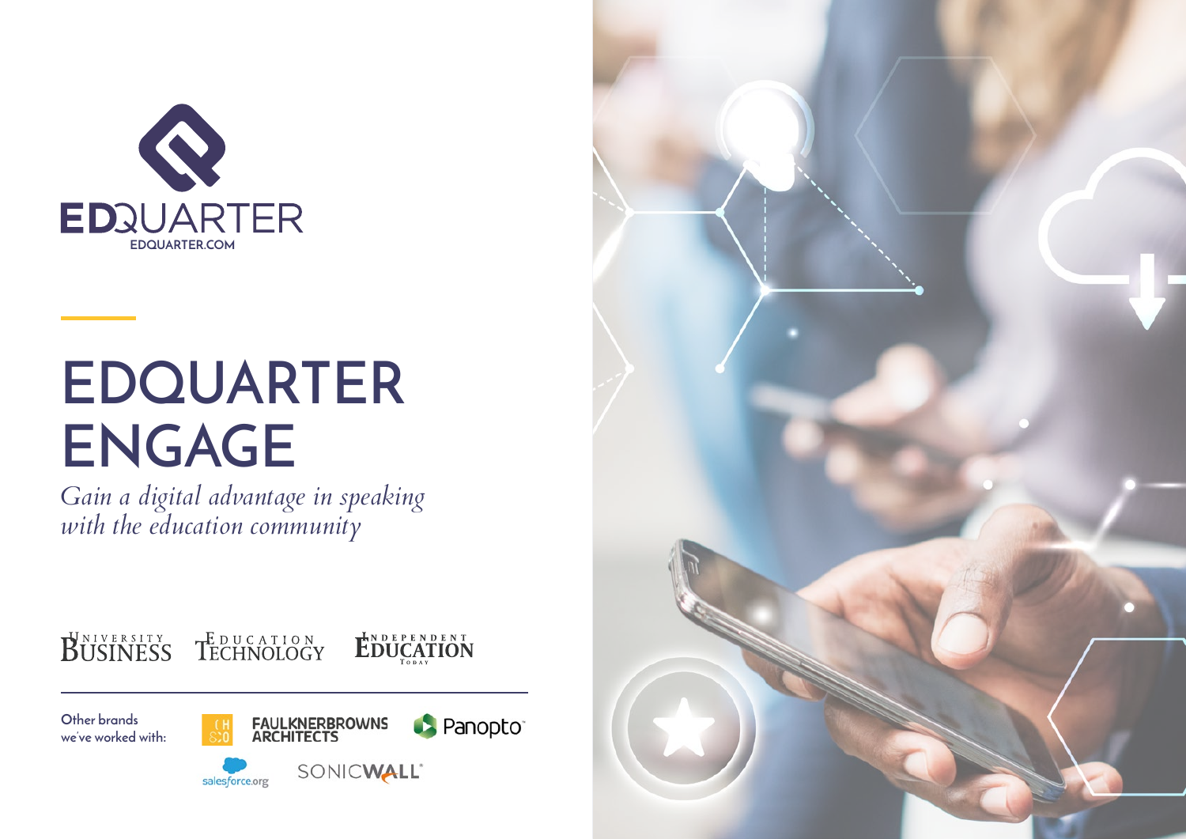EDQUARTER

EDQUARTER.COM

# EDQUARTER ENGAGE

*Gain a digital advantage in speaking with the education community*

University Business | Education Technology | Independent Education Today

Other brands we've worked with:

CH&Co | FAULKNERBROWNS ARCHITECTS | Panopto | salesforce.org | SONICWALL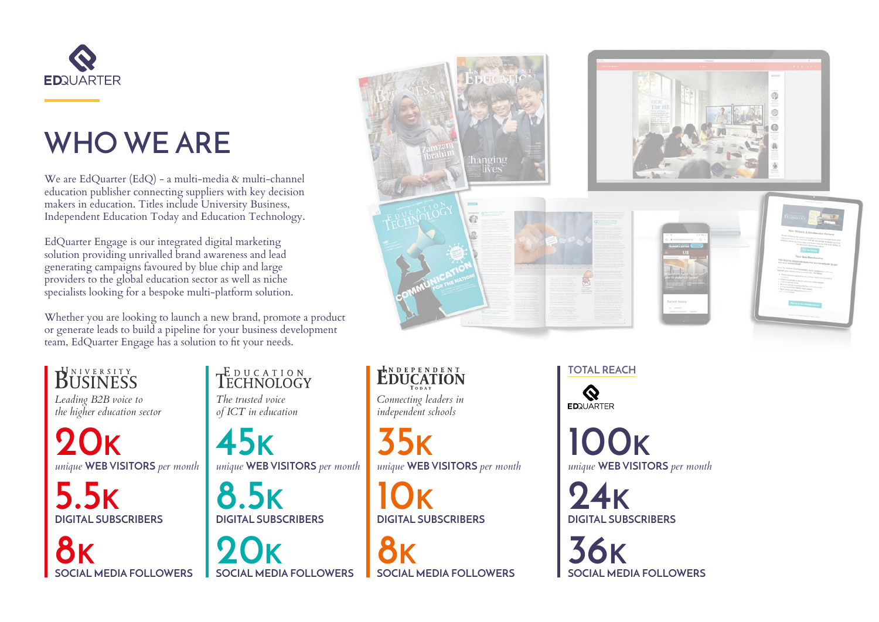EDQUARTER

# WHO WE ARE

We are EdQuarter (EdQ) - a multi-media & multi-channel education publisher connecting suppliers with key decision makers in education. Titles include University Business, Independent Education Today and Education Technology.

EdQuarter Engage is our integrated digital marketing solution providing unrivalled brand awareness and lead generating campaigns favoured by blue chip and large providers to the global education sector as well as niche specialists looking for a bespoke multi-platform solution.

Whether you are looking to launch a new brand, promote a product or generate leads to build a pipeline for your business development team, EdQuarter Engage has a solution to fit your needs.

## UNIVERSITY BUSINESS

*Leading B2B voice to the higher education sector*

**20K** *unique* **WEB VISITORS** *per month*

**5.5K** DIGITAL SUBSCRIBERS

**8K** SOCIAL MEDIA FOLLOWERS

## EDUCATION TECHNOLOGY

*The trusted voice of ICT in education*

**45K** *unique* **WEB VISITORS** *per month*

**8.5K** DIGITAL SUBSCRIBERS

**20K** SOCIAL MEDIA FOLLOWERS

## INDEPENDENT EDUCATION TODAY

*Connecting leaders in independent schools*

**35K** *unique* **WEB VISITORS** *per month*

**10K** DIGITAL SUBSCRIBERS

**8K** SOCIAL MEDIA FOLLOWERS

## TOTAL REACH

EDQUARTER

**100K** *unique* **WEB VISITORS** *per month*

**24K** DIGITAL SUBSCRIBERS

**36K** SOCIAL MEDIA FOLLOWERS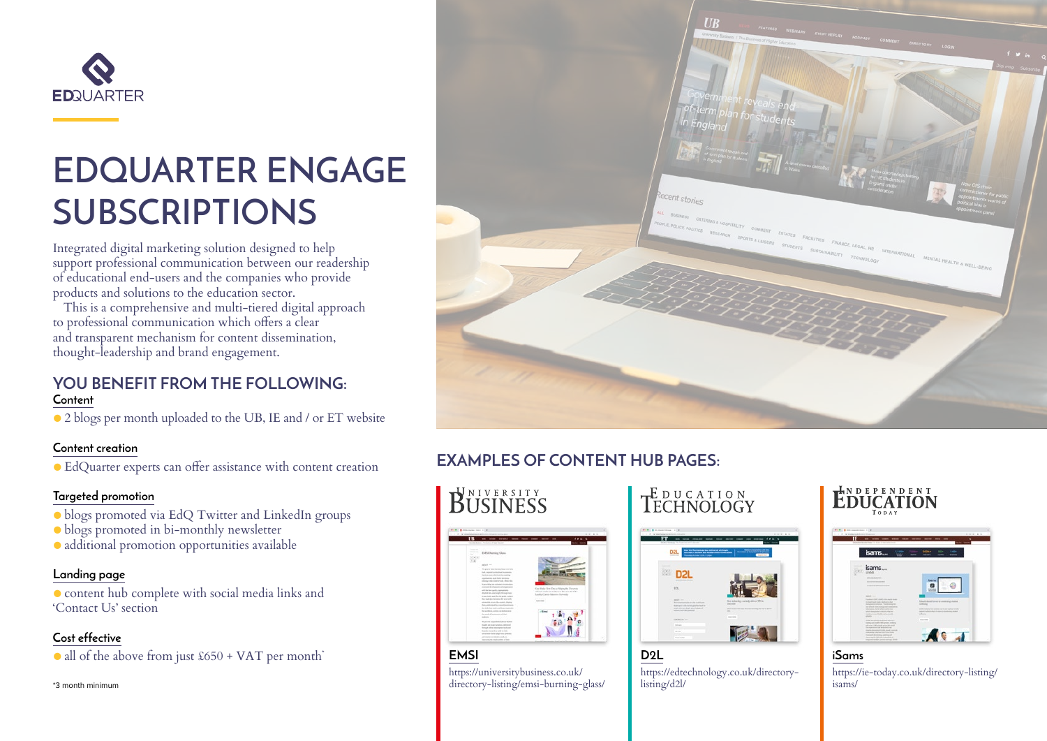EDQUARTER

# EDQUARTER ENGAGE SUBSCRIPTIONS

Integrated digital marketing solution designed to help support professional communication between our readership of educational end-users and the companies who provide products and solutions to the education sector.

This is a comprehensive and multi-tiered digital approach to professional communication which offers a clear and transparent mechanism for content dissemination, thought-leadership and brand engagement.

## YOU BENEFIT FROM THE FOLLOWING:

### Content

- 2 blogs per month uploaded to the UB, IE and / or ET website

### Content creation

- EdQuarter experts can offer assistance with content creation

### Targeted promotion

- blogs promoted via EdQ Twitter and LinkedIn groups
- blogs promoted in bi-monthly newsletter
- additional promotion opportunities available

### Landing page

- content hub complete with social media links and 'Contact Us' section

### Cost effective

- all of the above from just £650 + VAT per month*

*3 month minimum

## EXAMPLES OF CONTENT HUB PAGES:

**University Business**

**EMSI**

https://universitybusiness.co.uk/directory-listing/emsi-burning-glass/

**Education Technology**

**D2L**

https://edtechnology.co.uk/directory-listing/d2l/

**Independent Education Today**

**iSams**

https://ie-today.co.uk/directory-listing/isams/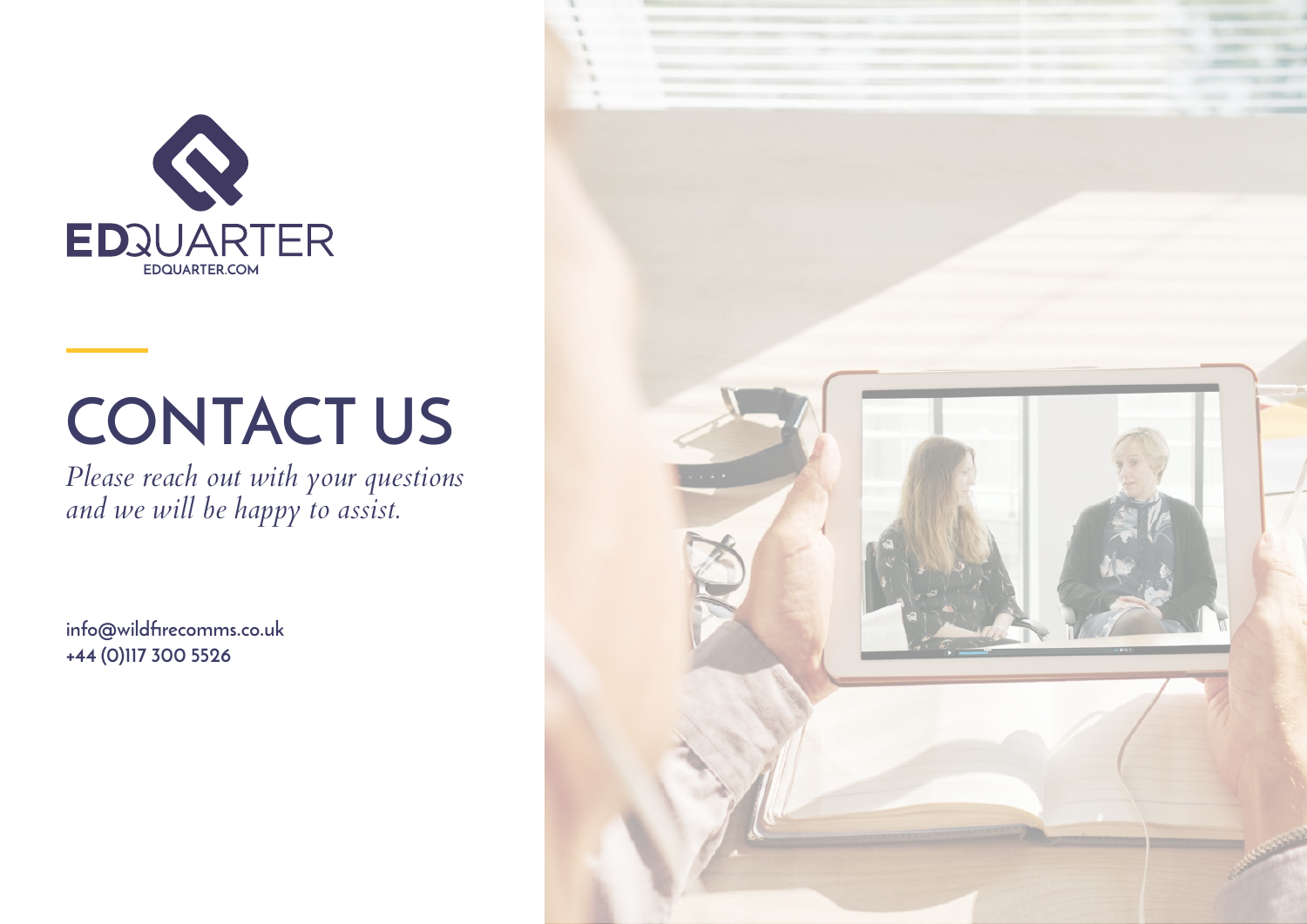EDQUARTER

EDQUARTER.COM

# CONTACT US

*Please reach out with your questions and we will be happy to assist.*

info@wildfirecomms.co.uk

**+44 (0)117 300 5526**